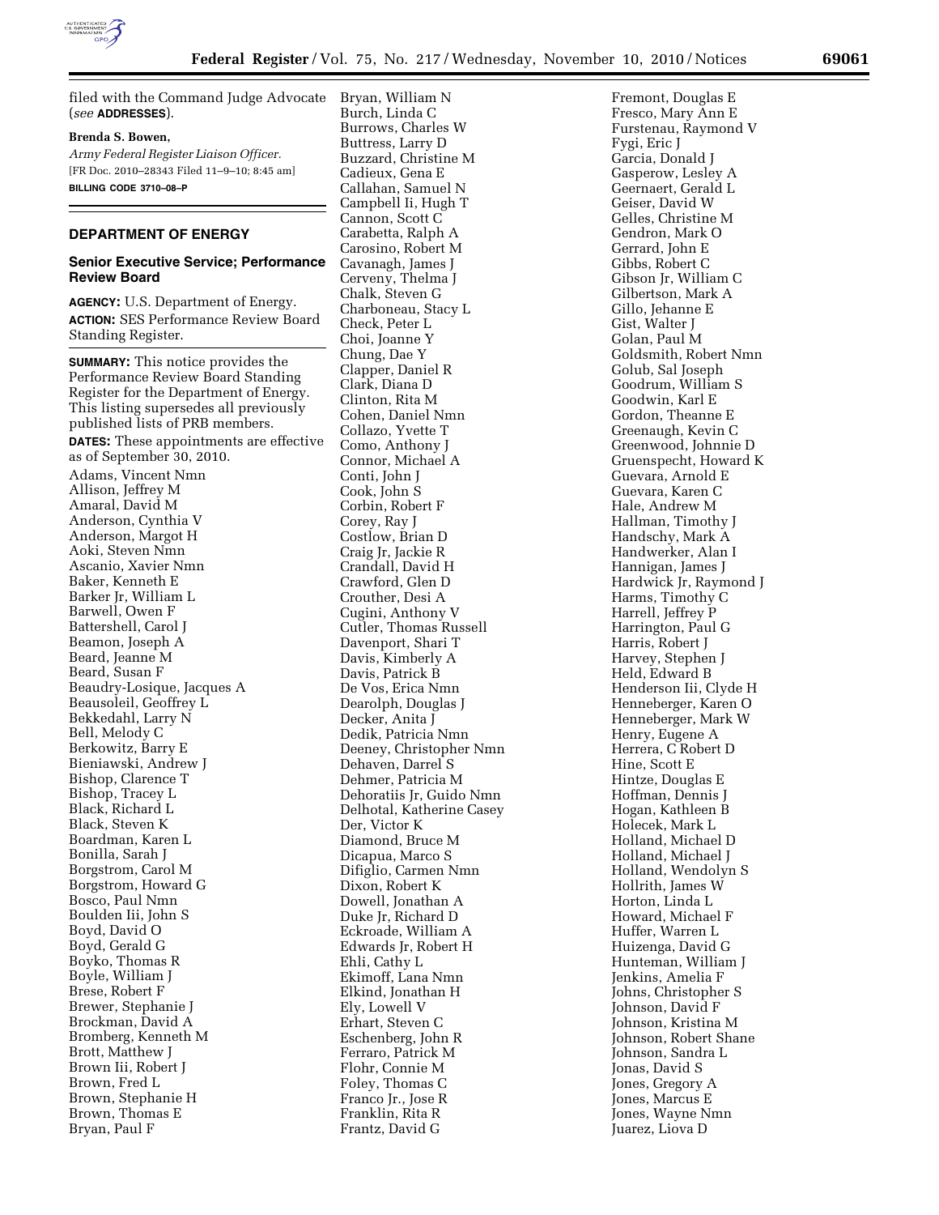filed with the Command Judge Advocate (*see* **ADDRESSES**).

**Brenda S. Bowen,**

*Army Federal Register Liaison Officer.*

[FR Doc. 2010–28343 Filed 11–9–10; 8:45 am]

**BILLING CODE 3710–08–P**

## DEPARTMENT OF ENERGY

### Senior Executive Service; Performance Review Board

**AGENCY:** U.S. Department of Energy.

**ACTION:** SES Performance Review Board Standing Register.

**SUMMARY:** This notice provides the Performance Review Board Standing Register for the Department of Energy. This listing supersedes all previously published lists of PRB members.

**DATES:** These appointments are effective as of September 30, 2010.

Adams, Vincent Nmn
Allison, Jeffrey M
Amaral, David M
Anderson, Cynthia V
Anderson, Margot H
Aoki, Steven Nmn
Ascanio, Xavier Nmn
Baker, Kenneth E
Barker Jr, William L
Barwell, Owen F
Battershell, Carol J
Beamon, Joseph A
Beard, Jeanne M
Beard, Susan F
Beaudry-Losique, Jacques A
Beausoleil, Geoffrey L
Bekkedahl, Larry N
Bell, Melody C
Berkowitz, Barry E
Bieniawski, Andrew J
Bishop, Clarence T
Bishop, Tracey L
Black, Richard L
Black, Steven K
Boardman, Karen L
Bonilla, Sarah J
Borgstrom, Carol M
Borgstrom, Howard G
Bosco, Paul Nmn
Boulden Iii, John S
Boyd, David O
Boyd, Gerald G
Boyko, Thomas R
Boyle, William J
Brese, Robert F
Brewer, Stephanie J
Brockman, David A
Bromberg, Kenneth M
Brott, Matthew J
Brown Iii, Robert J
Brown, Fred L
Brown, Stephanie H
Brown, Thomas E
Bryan, Paul F
Bryan, William N
Burch, Linda C
Burrows, Charles W
Buttress, Larry D
Buzzard, Christine M
Cadieux, Gena E
Callahan, Samuel N
Campbell Ii, Hugh T
Cannon, Scott C
Carabetta, Ralph A
Carosino, Robert M
Cavanagh, James J
Cerveny, Thelma J
Chalk, Steven G
Charboneau, Stacy L
Check, Peter L
Choi, Joanne Y
Chung, Dae Y
Clapper, Daniel R
Clark, Diana D
Clinton, Rita M
Cohen, Daniel Nmn
Collazo, Yvette T
Como, Anthony J
Connor, Michael A
Conti, John J
Cook, John S
Corbin, Robert F
Corey, Ray J
Costlow, Brian D
Craig Jr, Jackie R
Crandall, David H
Crawford, Glen D
Crouther, Desi A
Cugini, Anthony V
Cutler, Thomas Russell
Davenport, Shari T
Davis, Kimberly A
Davis, Patrick B
De Vos, Erica Nmn
Dearolph, Douglas J
Decker, Anita J
Dedik, Patricia Nmn
Deeney, Christopher Nmn
Dehaven, Darrel S
Dehmer, Patricia M
Dehoratiis Jr, Guido Nmn
Delhotal, Katherine Casey
Der, Victor K
Diamond, Bruce M
Dicapua, Marco S
Difiglio, Carmen Nmn
Dixon, Robert K
Dowell, Jonathan A
Duke Jr, Richard D
Eckroade, William A
Edwards Jr, Robert H
Ehli, Cathy L
Ekimoff, Lana Nmn
Elkind, Jonathan H
Ely, Lowell V
Erhart, Steven C
Eschenberg, John R
Ferraro, Patrick M
Flohr, Connie M
Foley, Thomas C
Franco Jr., Jose R
Franklin, Rita R
Frantz, David G
Fremont, Douglas E
Fresco, Mary Ann E
Furstenau, Raymond V
Fygi, Eric J
Garcia, Donald J
Gasperow, Lesley A
Geernaert, Gerald L
Geiser, David W
Gelles, Christine M
Gendron, Mark O
Gerrard, John E
Gibbs, Robert C
Gibson Jr, William C
Gilbertson, Mark A
Gillo, Jehanne E
Gist, Walter J
Golan, Paul M
Goldsmith, Robert Nmn
Golub, Sal Joseph
Goodrum, William S
Goodwin, Karl E
Gordon, Theanne E
Greenaugh, Kevin C
Greenwood, Johnnie D
Gruenspecht, Howard K
Guevara, Arnold E
Guevara, Karen C
Hale, Andrew M
Hallman, Timothy J
Handschy, Mark A
Handwerker, Alan I
Hannigan, James J
Hardwick Jr, Raymond J
Harms, Timothy C
Harrell, Jeffrey P
Harrington, Paul G
Harris, Robert J
Harvey, Stephen J
Held, Edward B
Henderson Iii, Clyde H
Henneberger, Karen O
Henneberger, Mark W
Henry, Eugene A
Herrera, C Robert D
Hine, Scott E
Hintze, Douglas E
Hoffman, Dennis J
Hogan, Kathleen B
Holecek, Mark L
Holland, Michael D
Holland, Michael J
Holland, Wendolyn S
Hollrith, James W
Horton, Linda L
Howard, Michael F
Huffer, Warren L
Huizenga, David G
Hunteman, William J
Jenkins, Amelia F
Johns, Christopher S
Johnson, David F
Johnson, Kristina M
Johnson, Robert Shane
Johnson, Sandra L
Jonas, David S
Jones, Gregory A
Jones, Marcus E
Jones, Wayne Nmn
Juarez, Liova D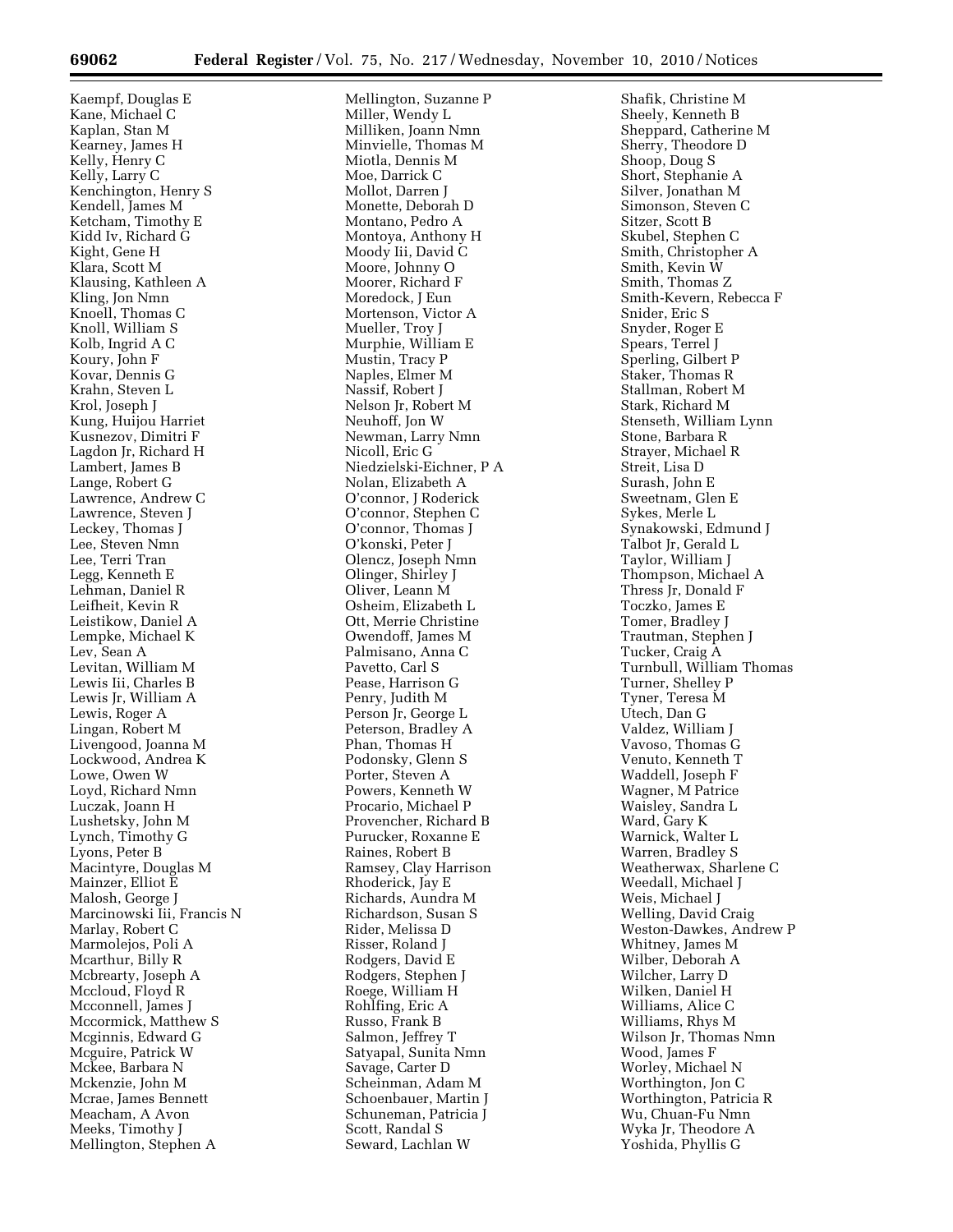Kaempf, Douglas E
Kane, Michael C
Kaplan, Stan M
Kearney, James H
Kelly, Henry C
Kelly, Larry C
Kenchington, Henry S
Kendell, James M
Ketcham, Timothy E
Kidd Iv, Richard G
Kight, Gene H
Klara, Scott M
Klausing, Kathleen A
Kling, Jon Nmn
Knoell, Thomas C
Knoll, William S
Kolb, Ingrid A C
Koury, John F
Kovar, Dennis G
Krahn, Steven L
Krol, Joseph J
Kung, Huijou Harriet
Kusnezov, Dimitri F
Lagdon Jr, Richard H
Lambert, James B
Lange, Robert G
Lawrence, Andrew C
Lawrence, Steven J
Leckey, Thomas J
Lee, Steven Nmn
Lee, Terri Tran
Legg, Kenneth E
Lehman, Daniel R
Leifheit, Kevin R
Leistikow, Daniel A
Lempke, Michael K
Lev, Sean A
Levitan, William M
Lewis Iii, Charles B
Lewis Jr, William A
Lewis, Roger A
Lingan, Robert M
Livengood, Joanna M
Lockwood, Andrea K
Lowe, Owen W
Loyd, Richard Nmn
Luczak, Joann H
Lushetsky, John M
Lynch, Timothy G
Lyons, Peter B
Macintyre, Douglas M
Mainzer, Elliot E
Malosh, George J
Marcinowski Iii, Francis N
Marlay, Robert C
Marmolejos, Poli A
Mcarthur, Billy R
Mcbrearty, Joseph A
Mccloud, Floyd R
Mcconnell, James J
Mccormick, Matthew S
Mcginnis, Edward G
Mcguire, Patrick W
Mckee, Barbara N
Mckenzie, John M
Mcrae, James Bennett
Meacham, A Avon
Meeks, Timothy J
Mellington, Stephen A
Mellington, Suzanne P
Miller, Wendy L
Milliken, Joann Nmn
Minvielle, Thomas M
Miotla, Dennis M
Moe, Darrick C
Mollot, Darren J
Monette, Deborah D
Montano, Pedro A
Montoya, Anthony H
Moody Iii, David C
Moore, Johnny O
Moorer, Richard F
Moredock, J Eun
Mortenson, Victor A
Mueller, Troy J
Murphie, William E
Mustin, Tracy P
Naples, Elmer M
Nassif, Robert J
Nelson Jr, Robert M
Neuhoff, Jon W
Newman, Larry Nmn
Nicoll, Eric G
Niedzielski-Eichner, P A
Nolan, Elizabeth A
O'connor, J Roderick
O'connor, Stephen C
O'connor, Thomas J
O'konski, Peter J
Olencz, Joseph Nmn
Olinger, Shirley J
Oliver, Leann M
Osheim, Elizabeth L
Ott, Merrie Christine
Owendoff, James M
Palmisano, Anna C
Pavetto, Carl S
Pease, Harrison G
Penry, Judith M
Person Jr, George L
Peterson, Bradley A
Phan, Thomas H
Podonsky, Glenn S
Porter, Steven A
Powers, Kenneth W
Procario, Michael P
Provencher, Richard B
Purucker, Roxanne E
Raines, Robert B
Ramsey, Clay Harrison
Rhoderick, Jay E
Richards, Aundra M
Richardson, Susan S
Rider, Melissa D
Risser, Roland J
Rodgers, David E
Rodgers, Stephen J
Roege, William H
Rohlfing, Eric A
Russo, Frank B
Salmon, Jeffrey T
Satyapal, Sunita Nmn
Savage, Carter D
Scheinman, Adam M
Schoenbauer, Martin J
Schuneman, Patricia J
Scott, Randal S
Seward, Lachlan W
Shafik, Christine M
Sheely, Kenneth B
Sheppard, Catherine M
Sherry, Theodore D
Shoop, Doug S
Short, Stephanie A
Silver, Jonathan M
Simonson, Steven C
Sitzer, Scott B
Skubel, Stephen C
Smith, Christopher A
Smith, Kevin W
Smith, Thomas Z
Smith-Kevern, Rebecca F
Snider, Eric S
Snyder, Roger E
Spears, Terrel J
Sperling, Gilbert P
Staker, Thomas R
Stallman, Robert M
Stark, Richard M
Stenseth, William Lynn
Stone, Barbara R
Strayer, Michael R
Streit, Lisa D
Surash, John E
Sweetnam, Glen E
Sykes, Merle L
Synakowski, Edmund J
Talbot Jr, Gerald L
Taylor, William J
Thompson, Michael A
Thress Jr, Donald F
Toczko, James E
Tomer, Bradley J
Trautman, Stephen J
Tucker, Craig A
Turnbull, William Thomas
Turner, Shelley P
Tyner, Teresa M
Utech, Dan G
Valdez, William J
Vavoso, Thomas G
Venuto, Kenneth T
Waddell, Joseph F
Wagner, M Patrice
Waisley, Sandra L
Ward, Gary K
Warnick, Walter L
Warren, Bradley S
Weatherwax, Sharlene C
Weedall, Michael J
Weis, Michael J
Welling, David Craig
Weston-Dawkes, Andrew P
Whitney, James M
Wilber, Deborah A
Wilcher, Larry D
Wilken, Daniel H
Williams, Alice C
Williams, Rhys M
Wilson Jr, Thomas Nmn
Wood, James F
Worley, Michael N
Worthington, Jon C
Worthington, Patricia R
Wu, Chuan-Fu Nmn
Wyka Jr, Theodore A
Yoshida, Phyllis G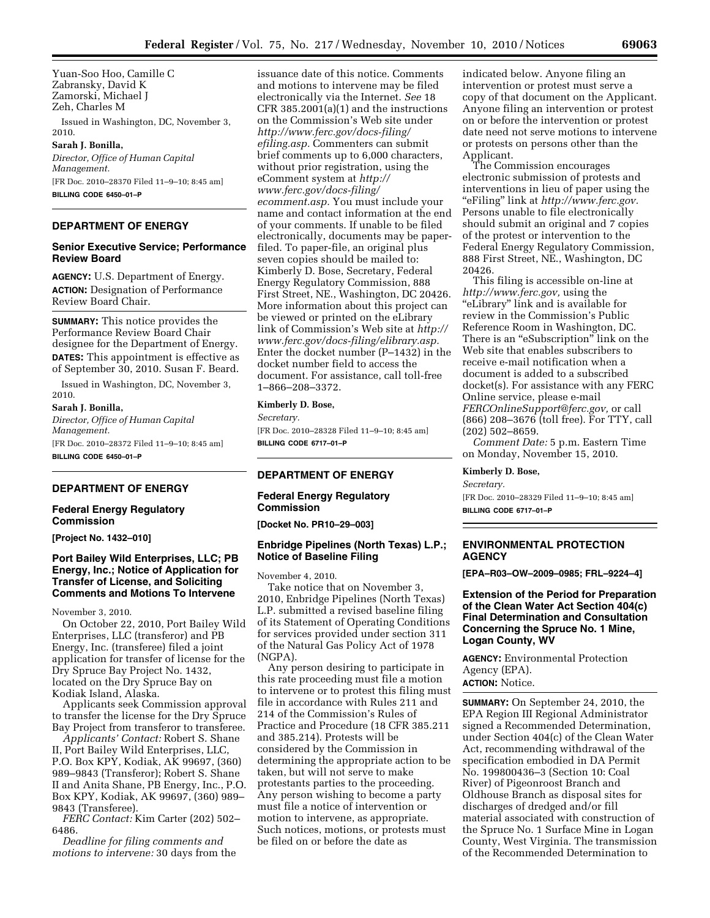Yuan-Soo Hoo, Camille C
Zabransky, David K
Zamorski, Michael J
Zeh, Charles M

Issued in Washington, DC, November 3, 2010.

**Sarah J. Bonilla,**

*Director, Office of Human Capital Management.*

[FR Doc. 2010–28370 Filed 11–9–10; 8:45 am]

**BILLING CODE 6450–01–P**

## DEPARTMENT OF ENERGY

### Senior Executive Service; Performance Review Board

**AGENCY:** U.S. Department of Energy.

**ACTION:** Designation of Performance Review Board Chair.

**SUMMARY:** This notice provides the Performance Review Board Chair designee for the Department of Energy.

**DATES:** This appointment is effective as of September 30, 2010. Susan F. Beard.

Issued in Washington, DC, November 3, 2010.

**Sarah J. Bonilla,**

*Director, Office of Human Capital Management.*

[FR Doc. 2010–28372 Filed 11–9–10; 8:45 am]

**BILLING CODE 6450–01–P**

## DEPARTMENT OF ENERGY

### Federal Energy Regulatory Commission

**[Project No. 1432–010]**

### Port Bailey Wild Enterprises, LLC; PB Energy, Inc.; Notice of Application for Transfer of License, and Soliciting Comments and Motions To Intervene

November 3, 2010.

On October 22, 2010, Port Bailey Wild Enterprises, LLC (transferor) and PB Energy, Inc. (transferee) filed a joint application for transfer of license for the Dry Spruce Bay Project No. 1432, located on the Dry Spruce Bay on Kodiak Island, Alaska.

Applicants seek Commission approval to transfer the license for the Dry Spruce Bay Project from transferor to transferee.

*Applicants' Contact:* Robert S. Shane II, Port Bailey Wild Enterprises, LLC, P.O. Box KPY, Kodiak, AK 99697, (360) 989–9843 (Transferor); Robert S. Shane II and Anita Shane, PB Energy, Inc., P.O. Box KPY, Kodiak, AK 99697, (360) 989–9843 (Transferee).

*FERC Contact:* Kim Carter (202) 502–6486.

*Deadline for filing comments and motions to intervene:* 30 days from the issuance date of this notice. Comments and motions to intervene may be filed electronically via the Internet. *See* 18 CFR 385.2001(a)(1) and the instructions on the Commission's Web site under *http://www.ferc.gov/docs-filing/efiling.asp.* Commenters can submit brief comments up to 6,000 characters, without prior registration, using the eComment system at *http://www.ferc.gov/docs-filing/ecomment.asp.* You must include your name and contact information at the end of your comments. If unable to be filed electronically, documents may be paper-filed. To paper-file, an original plus seven copies should be mailed to: Kimberly D. Bose, Secretary, Federal Energy Regulatory Commission, 888 First Street, NE., Washington, DC 20426. More information about this project can be viewed or printed on the eLibrary link of Commission's Web site at *http://www.ferc.gov/docs-filing/elibrary.asp.* Enter the docket number (P–1432) in the docket number field to access the document. For assistance, call toll-free 1–866–208–3372.

**Kimberly D. Bose,**

*Secretary.*

[FR Doc. 2010–28328 Filed 11–9–10; 8:45 am]

**BILLING CODE 6717–01–P**

## DEPARTMENT OF ENERGY

### Federal Energy Regulatory Commission

**[Docket No. PR10–29–003]**

### Enbridge Pipelines (North Texas) L.P.; Notice of Baseline Filing

November 4, 2010.

Take notice that on November 3, 2010, Enbridge Pipelines (North Texas) L.P. submitted a revised baseline filing of its Statement of Operating Conditions for services provided under section 311 of the Natural Gas Policy Act of 1978 (NGPA).

Any person desiring to participate in this rate proceeding must file a motion to intervene or to protest this filing must file in accordance with Rules 211 and 214 of the Commission's Rules of Practice and Procedure (18 CFR 385.211 and 385.214). Protests will be considered by the Commission in determining the appropriate action to be taken, but will not serve to make protestants parties to the proceeding. Any person wishing to become a party must file a notice of intervention or motion to intervene, as appropriate. Such notices, motions, or protests must be filed on or before the date as indicated below. Anyone filing an intervention or protest must serve a copy of that document on the Applicant. Anyone filing an intervention or protest on or before the intervention or protest date need not serve motions to intervene or protests on persons other than the Applicant.

The Commission encourages electronic submission of protests and interventions in lieu of paper using the "eFiling" link at *http://www.ferc.gov.* Persons unable to file electronically should submit an original and 7 copies of the protest or intervention to the Federal Energy Regulatory Commission, 888 First Street, NE., Washington, DC 20426.

This filing is accessible on-line at *http://www.ferc.gov,* using the "eLibrary" link and is available for review in the Commission's Public Reference Room in Washington, DC. There is an "eSubscription" link on the Web site that enables subscribers to receive e-mail notification when a document is added to a subscribed docket(s). For assistance with any FERC Online service, please e-mail *FERCOnlineSupport@ferc.gov,* or call (866) 208–3676 (toll free). For TTY, call (202) 502–8659.

*Comment Date:* 5 p.m. Eastern Time on Monday, November 15, 2010.

**Kimberly D. Bose,**

*Secretary.*

[FR Doc. 2010–28329 Filed 11–9–10; 8:45 am]

**BILLING CODE 6717–01–P**

## ENVIRONMENTAL PROTECTION AGENCY

**[EPA–R03–OW–2009–0985; FRL–9224–4]**

### Extension of the Period for Preparation of the Clean Water Act Section 404(c) Final Determination and Consultation Concerning the Spruce No. 1 Mine, Logan County, WV

**AGENCY:** Environmental Protection Agency (EPA).

**ACTION:** Notice.

**SUMMARY:** On September 24, 2010, the EPA Region III Regional Administrator signed a Recommended Determination, under Section 404(c) of the Clean Water Act, recommending withdrawal of the specification embodied in DA Permit No. 199800436–3 (Section 10: Coal River) of Pigeonroost Branch and Oldhouse Branch as disposal sites for discharges of dredged and/or fill material associated with construction of the Spruce No. 1 Surface Mine in Logan County, West Virginia. The transmission of the Recommended Determination to